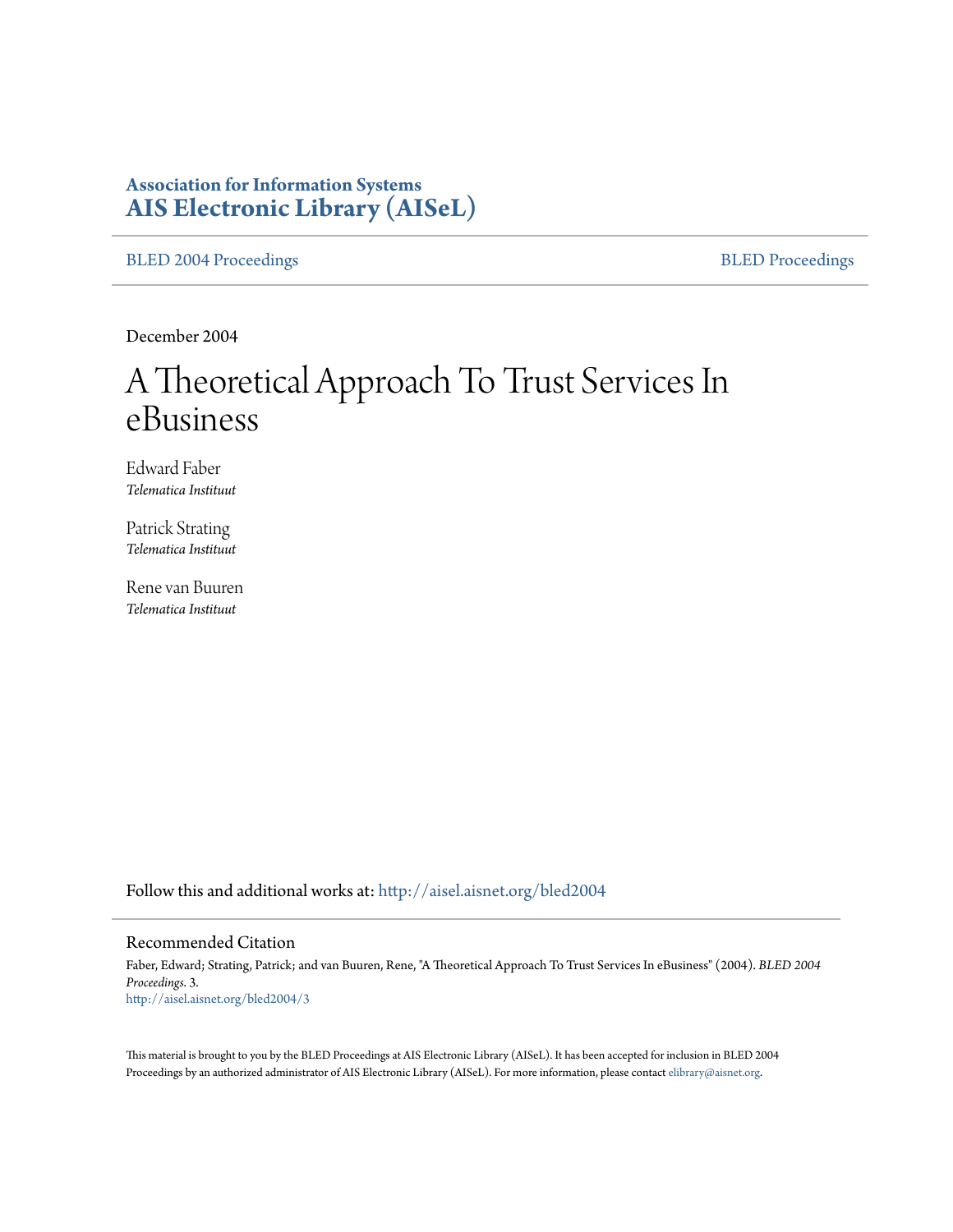**Association for Information Systems**
**AIS Electronic Library (AISeL)**

BLED 2004 Proceedings | BLED Proceedings

December 2004

# A Theoretical Approach To Trust Services In eBusiness

Edward Faber
*Telematica Instituut*

Patrick Strating
*Telematica Instituut*

Rene van Buuren
*Telematica Instituut*

Follow this and additional works at: http://aisel.aisnet.org/bled2004

## Recommended Citation

Faber, Edward; Strating, Patrick; and van Buuren, Rene, "A Theoretical Approach To Trust Services In eBusiness" (2004). *BLED 2004 Proceedings*. 3.
http://aisel.aisnet.org/bled2004/3

This material is brought to you by the BLED Proceedings at AIS Electronic Library (AISeL). It has been accepted for inclusion in BLED 2004 Proceedings by an authorized administrator of AIS Electronic Library (AISeL). For more information, please contact elibrary@aisnet.org.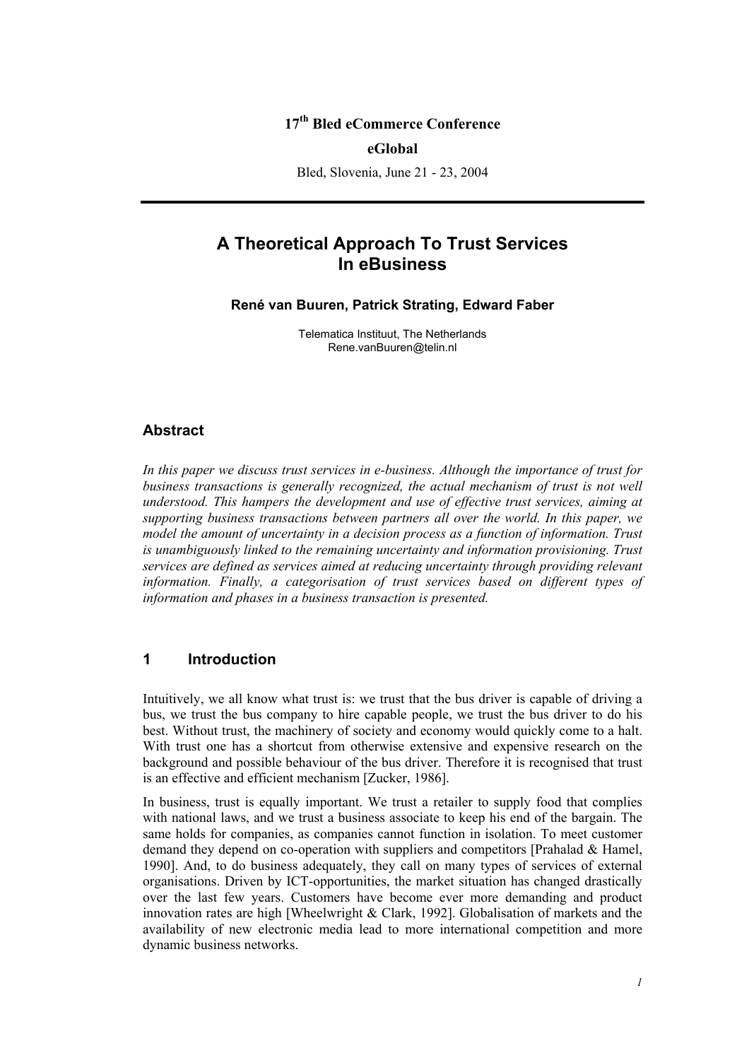17th Bled eCommerce Conference

**eGlobal**

Bled, Slovenia, June 21 - 23, 2004

# A Theoretical Approach To Trust Services In eBusiness

**René van Buuren, Patrick Strating, Edward Faber**

Telematica Instituut, The Netherlands
Rene.vanBuuren@telin.nl

## Abstract

*In this paper we discuss trust services in e-business. Although the importance of trust for business transactions is generally recognized, the actual mechanism of trust is not well understood. This hampers the development and use of effective trust services, aiming at supporting business transactions between partners all over the world. In this paper, we model the amount of uncertainty in a decision process as a function of information. Trust is unambiguously linked to the remaining uncertainty and information provisioning. Trust services are defined as services aimed at reducing uncertainty through providing relevant information. Finally, a categorisation of trust services based on different types of information and phases in a business transaction is presented.*

## 1 Introduction

Intuitively, we all know what trust is: we trust that the bus driver is capable of driving a bus, we trust the bus company to hire capable people, we trust the bus driver to do his best. Without trust, the machinery of society and economy would quickly come to a halt. With trust one has a shortcut from otherwise extensive and expensive research on the background and possible behaviour of the bus driver. Therefore it is recognised that trust is an effective and efficient mechanism [Zucker, 1986].

In business, trust is equally important. We trust a retailer to supply food that complies with national laws, and we trust a business associate to keep his end of the bargain. The same holds for companies, as companies cannot function in isolation. To meet customer demand they depend on co-operation with suppliers and competitors [Prahalad & Hamel, 1990]. And, to do business adequately, they call on many types of services of external organisations. Driven by ICT-opportunities, the market situation has changed drastically over the last few years. Customers have become ever more demanding and product innovation rates are high [Wheelwright & Clark, 1992]. Globalisation of markets and the availability of new electronic media lead to more international competition and more dynamic business networks.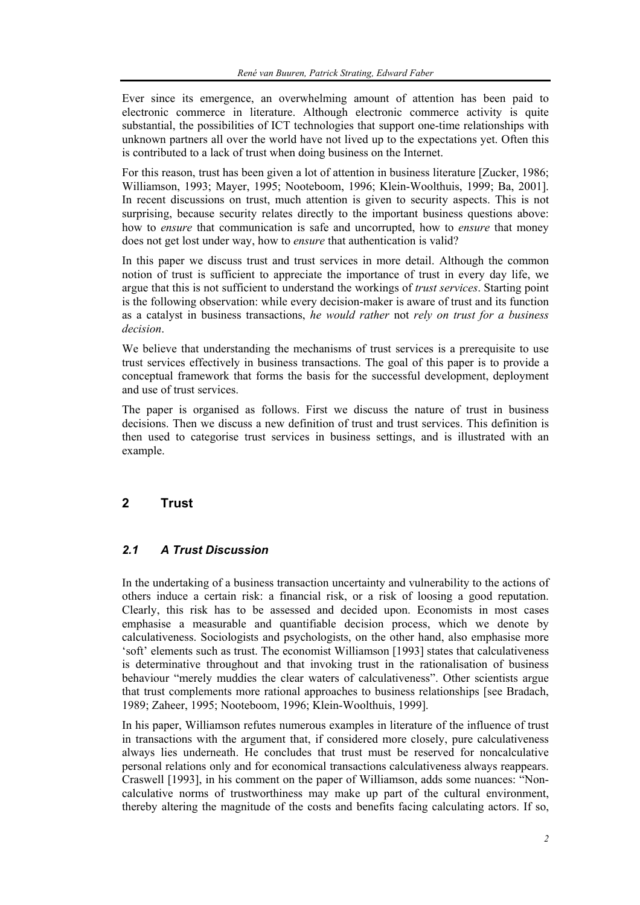Ever since its emergence, an overwhelming amount of attention has been paid to electronic commerce in literature. Although electronic commerce activity is quite substantial, the possibilities of ICT technologies that support one-time relationships with unknown partners all over the world have not lived up to the expectations yet. Often this is contributed to a lack of trust when doing business on the Internet.

For this reason, trust has been given a lot of attention in business literature [Zucker, 1986; Williamson, 1993; Mayer, 1995; Nooteboom, 1996; Klein-Woolthuis, 1999; Ba, 2001]. In recent discussions on trust, much attention is given to security aspects. This is not surprising, because security relates directly to the important business questions above: how to *ensure* that communication is safe and uncorrupted, how to *ensure* that money does not get lost under way, how to *ensure* that authentication is valid?

In this paper we discuss trust and trust services in more detail. Although the common notion of trust is sufficient to appreciate the importance of trust in every day life, we argue that this is not sufficient to understand the workings of *trust services*. Starting point is the following observation: while every decision-maker is aware of trust and its function as a catalyst in business transactions, *he would rather* not *rely on trust for a business decision*.

We believe that understanding the mechanisms of trust services is a prerequisite to use trust services effectively in business transactions. The goal of this paper is to provide a conceptual framework that forms the basis for the successful development, deployment and use of trust services.

The paper is organised as follows. First we discuss the nature of trust in business decisions. Then we discuss a new definition of trust and trust services. This definition is then used to categorise trust services in business settings, and is illustrated with an example.

## 2 Trust

### *2.1 A Trust Discussion*

In the undertaking of a business transaction uncertainty and vulnerability to the actions of others induce a certain risk: a financial risk, or a risk of loosing a good reputation. Clearly, this risk has to be assessed and decided upon. Economists in most cases emphasise a measurable and quantifiable decision process, which we denote by calculativeness. Sociologists and psychologists, on the other hand, also emphasise more 'soft' elements such as trust. The economist Williamson [1993] states that calculativeness is determinative throughout and that invoking trust in the rationalisation of business behaviour "merely muddies the clear waters of calculativeness". Other scientists argue that trust complements more rational approaches to business relationships [see Bradach, 1989; Zaheer, 1995; Nooteboom, 1996; Klein-Woolthuis, 1999].

In his paper, Williamson refutes numerous examples in literature of the influence of trust in transactions with the argument that, if considered more closely, pure calculativeness always lies underneath. He concludes that trust must be reserved for noncalculative personal relations only and for economical transactions calculativeness always reappears. Craswell [1993], in his comment on the paper of Williamson, adds some nuances: "Non-calculative norms of trustworthiness may make up part of the cultural environment, thereby altering the magnitude of the costs and benefits facing calculating actors. If so,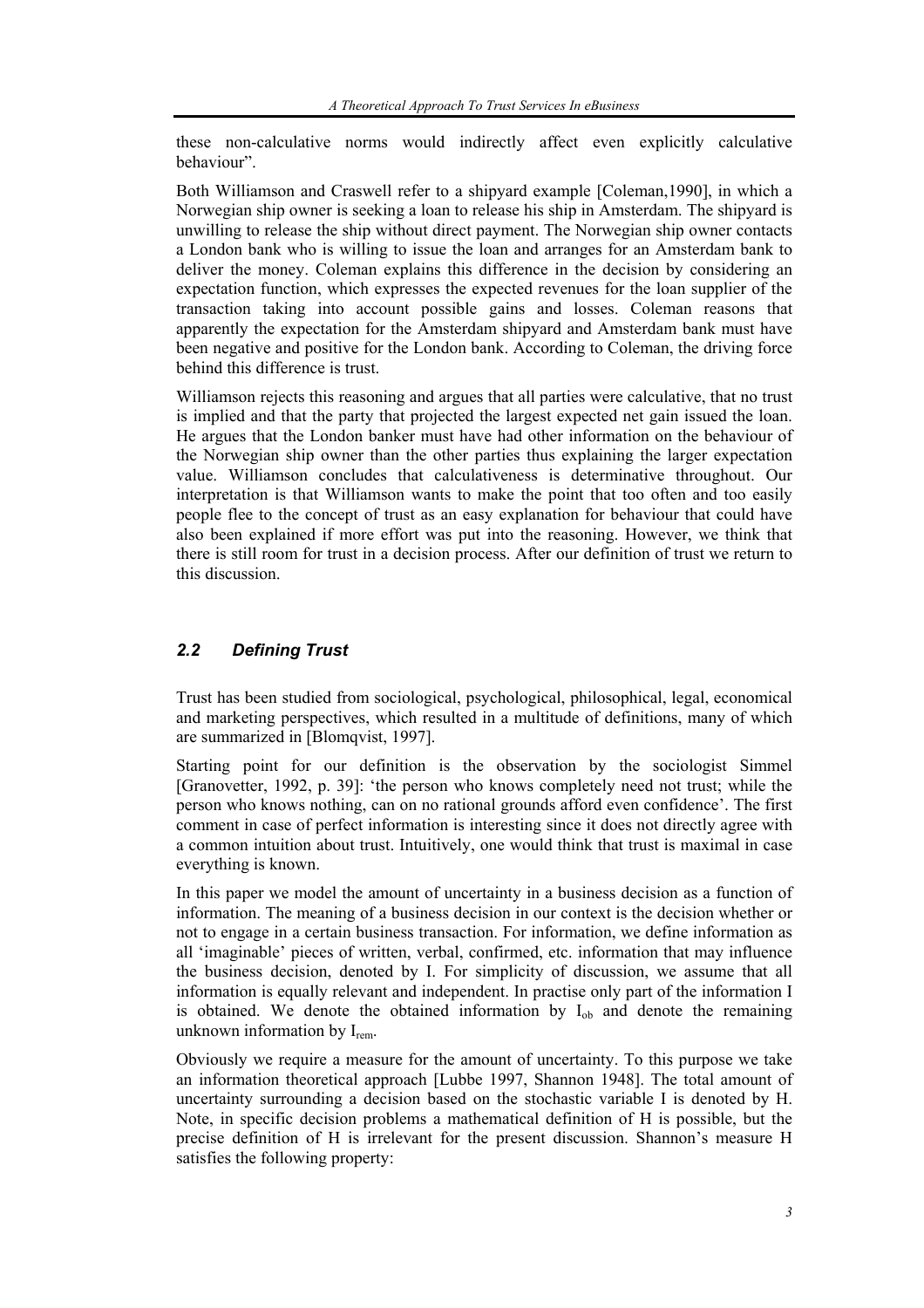these non-calculative norms would indirectly affect even explicitly calculative behaviour".

Both Williamson and Craswell refer to a shipyard example [Coleman,1990], in which a Norwegian ship owner is seeking a loan to release his ship in Amsterdam. The shipyard is unwilling to release the ship without direct payment. The Norwegian ship owner contacts a London bank who is willing to issue the loan and arranges for an Amsterdam bank to deliver the money. Coleman explains this difference in the decision by considering an expectation function, which expresses the expected revenues for the loan supplier of the transaction taking into account possible gains and losses. Coleman reasons that apparently the expectation for the Amsterdam shipyard and Amsterdam bank must have been negative and positive for the London bank. According to Coleman, the driving force behind this difference is trust.

Williamson rejects this reasoning and argues that all parties were calculative, that no trust is implied and that the party that projected the largest expected net gain issued the loan. He argues that the London banker must have had other information on the behaviour of the Norwegian ship owner than the other parties thus explaining the larger expectation value. Williamson concludes that calculativeness is determinative throughout. Our interpretation is that Williamson wants to make the point that too often and too easily people flee to the concept of trust as an easy explanation for behaviour that could have also been explained if more effort was put into the reasoning. However, we think that there is still room for trust in a decision process. After our definition of trust we return to this discussion.

## *2.2 Defining Trust*

Trust has been studied from sociological, psychological, philosophical, legal, economical and marketing perspectives, which resulted in a multitude of definitions, many of which are summarized in [Blomqvist, 1997].

Starting point for our definition is the observation by the sociologist Simmel [Granovetter, 1992, p. 39]: 'the person who knows completely need not trust; while the person who knows nothing, can on no rational grounds afford even confidence'. The first comment in case of perfect information is interesting since it does not directly agree with a common intuition about trust. Intuitively, one would think that trust is maximal in case everything is known.

In this paper we model the amount of uncertainty in a business decision as a function of information. The meaning of a business decision in our context is the decision whether or not to engage in a certain business transaction. For information, we define information as all 'imaginable' pieces of written, verbal, confirmed, etc. information that may influence the business decision, denoted by I. For simplicity of discussion, we assume that all information is equally relevant and independent. In practise only part of the information I is obtained. We denote the obtained information by $I_{ob}$ and denote the remaining unknown information by $I_{rem}$.

Obviously we require a measure for the amount of uncertainty. To this purpose we take an information theoretical approach [Lubbe 1997, Shannon 1948]. The total amount of uncertainty surrounding a decision based on the stochastic variable I is denoted by H. Note, in specific decision problems a mathematical definition of H is possible, but the precise definition of H is irrelevant for the present discussion. Shannon's measure H satisfies the following property: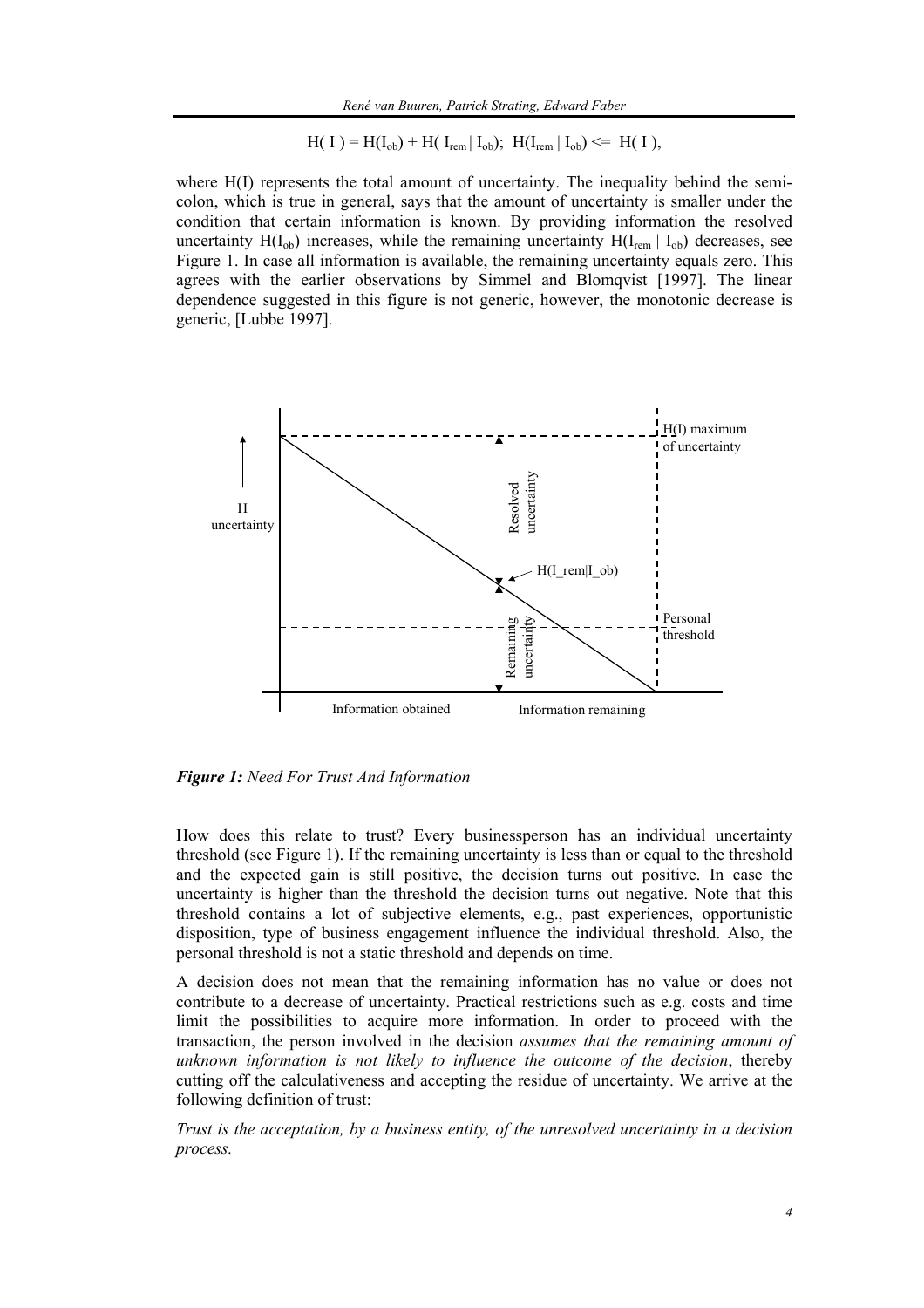$$H(I) = H(I_{ob}) + H(I_{rem} | I_{ob}); \;\; H(I_{rem} | I_{ob}) <= H(I),$$

where H(I) represents the total amount of uncertainty. The inequality behind the semi-colon, which is true in general, says that the amount of uncertainty is smaller under the condition that certain information is known. By providing information the resolved uncertainty $H(I_{ob})$ increases, while the remaining uncertainty $H(I_{rem} | I_{ob})$ decreases, see Figure 1. In case all information is available, the remaining uncertainty equals zero. This agrees with the earlier observations by Simmel and Blomqvist [1997]. The linear dependence suggested in this figure is not generic, however, the monotonic decrease is generic, [Lubbe 1997].

*Figure 1:* *Need For Trust And Information*

How does this relate to trust? Every businessperson has an individual uncertainty threshold (see Figure 1). If the remaining uncertainty is less than or equal to the threshold and the expected gain is still positive, the decision turns out positive. In case the uncertainty is higher than the threshold the decision turns out negative. Note that this threshold contains a lot of subjective elements, e.g., past experiences, opportunistic disposition, type of business engagement influence the individual threshold. Also, the personal threshold is not a static threshold and depends on time.

A decision does not mean that the remaining information has no value or does not contribute to a decrease of uncertainty. Practical restrictions such as e.g. costs and time limit the possibilities to acquire more information. In order to proceed with the transaction, the person involved in the decision *assumes that the remaining amount of unknown information is not likely to influence the outcome of the decision*, thereby cutting off the calculativeness and accepting the residue of uncertainty. We arrive at the following definition of trust:

*Trust is the acceptation, by a business entity, of the unresolved uncertainty in a decision process.*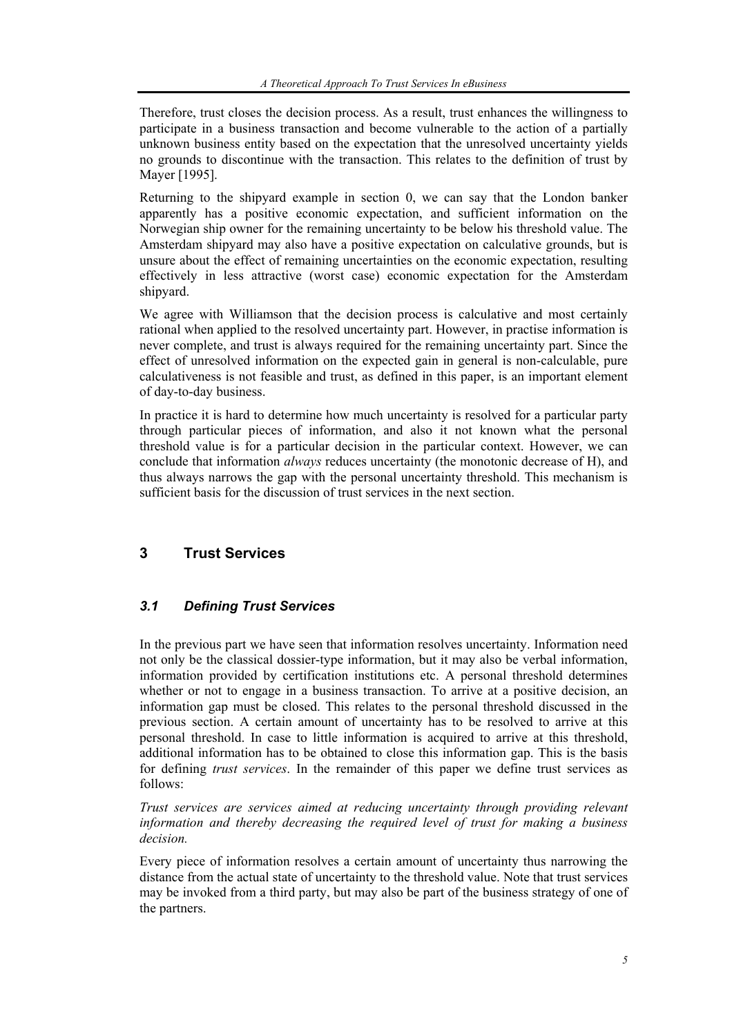Therefore, trust closes the decision process. As a result, trust enhances the willingness to participate in a business transaction and become vulnerable to the action of a partially unknown business entity based on the expectation that the unresolved uncertainty yields no grounds to discontinue with the transaction. This relates to the definition of trust by Mayer [1995].

Returning to the shipyard example in section 0, we can say that the London banker apparently has a positive economic expectation, and sufficient information on the Norwegian ship owner for the remaining uncertainty to be below his threshold value. The Amsterdam shipyard may also have a positive expectation on calculative grounds, but is unsure about the effect of remaining uncertainties on the economic expectation, resulting effectively in less attractive (worst case) economic expectation for the Amsterdam shipyard.

We agree with Williamson that the decision process is calculative and most certainly rational when applied to the resolved uncertainty part. However, in practise information is never complete, and trust is always required for the remaining uncertainty part. Since the effect of unresolved information on the expected gain in general is non-calculable, pure calculativeness is not feasible and trust, as defined in this paper, is an important element of day-to-day business.

In practice it is hard to determine how much uncertainty is resolved for a particular party through particular pieces of information, and also it not known what the personal threshold value is for a particular decision in the particular context. However, we can conclude that information *always* reduces uncertainty (the monotonic decrease of H), and thus always narrows the gap with the personal uncertainty threshold. This mechanism is sufficient basis for the discussion of trust services in the next section.

## 3 Trust Services

### 3.1 Defining Trust Services

In the previous part we have seen that information resolves uncertainty. Information need not only be the classical dossier-type information, but it may also be verbal information, information provided by certification institutions etc. A personal threshold determines whether or not to engage in a business transaction. To arrive at a positive decision, an information gap must be closed. This relates to the personal threshold discussed in the previous section. A certain amount of uncertainty has to be resolved to arrive at this personal threshold. In case to little information is acquired to arrive at this threshold, additional information has to be obtained to close this information gap. This is the basis for defining *trust services*. In the remainder of this paper we define trust services as follows:

*Trust services are services aimed at reducing uncertainty through providing relevant information and thereby decreasing the required level of trust for making a business decision.*

Every piece of information resolves a certain amount of uncertainty thus narrowing the distance from the actual state of uncertainty to the threshold value. Note that trust services may be invoked from a third party, but may also be part of the business strategy of one of the partners.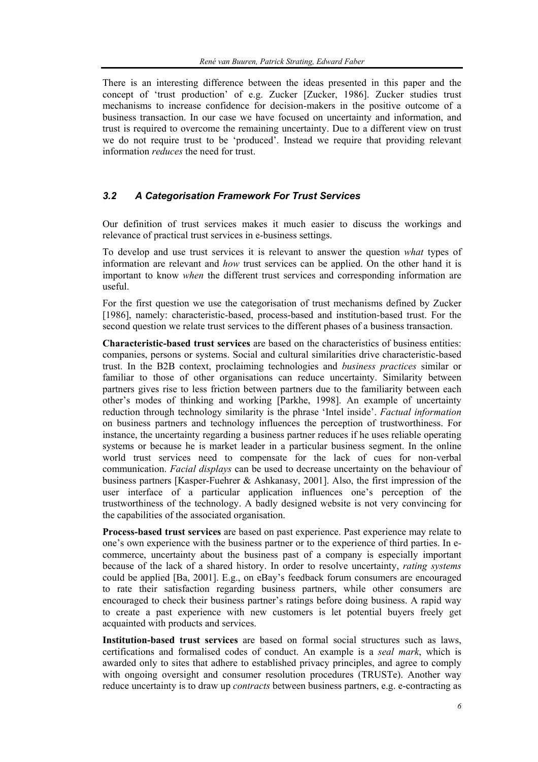There is an interesting difference between the ideas presented in this paper and the concept of 'trust production' of e.g. Zucker [Zucker, 1986]. Zucker studies trust mechanisms to increase confidence for decision-makers in the positive outcome of a business transaction. In our case we have focused on uncertainty and information, and trust is required to overcome the remaining uncertainty. Due to a different view on trust we do not require trust to be 'produced'. Instead we require that providing relevant information *reduces* the need for trust.

### *3.2 A Categorisation Framework For Trust Services*

Our definition of trust services makes it much easier to discuss the workings and relevance of practical trust services in e-business settings.

To develop and use trust services it is relevant to answer the question *what* types of information are relevant and *how* trust services can be applied. On the other hand it is important to know *when* the different trust services and corresponding information are useful.

For the first question we use the categorisation of trust mechanisms defined by Zucker [1986], namely: characteristic-based, process-based and institution-based trust. For the second question we relate trust services to the different phases of a business transaction.

**Characteristic-based trust services** are based on the characteristics of business entities: companies, persons or systems. Social and cultural similarities drive characteristic-based trust. In the B2B context, proclaiming technologies and *business practices* similar or familiar to those of other organisations can reduce uncertainty. Similarity between partners gives rise to less friction between partners due to the familiarity between each other's modes of thinking and working [Parkhe, 1998]. An example of uncertainty reduction through technology similarity is the phrase 'Intel inside'. *Factual information* on business partners and technology influences the perception of trustworthiness. For instance, the uncertainty regarding a business partner reduces if he uses reliable operating systems or because he is market leader in a particular business segment. In the online world trust services need to compensate for the lack of cues for non-verbal communication. *Facial displays* can be used to decrease uncertainty on the behaviour of business partners [Kasper-Fuehrer & Ashkanasy, 2001]. Also, the first impression of the user interface of a particular application influences one's perception of the trustworthiness of the technology. A badly designed website is not very convincing for the capabilities of the associated organisation.

**Process-based trust services** are based on past experience. Past experience may relate to one's own experience with the business partner or to the experience of third parties. In e-commerce, uncertainty about the business past of a company is especially important because of the lack of a shared history. In order to resolve uncertainty, *rating systems* could be applied [Ba, 2001]. E.g., on eBay's feedback forum consumers are encouraged to rate their satisfaction regarding business partners, while other consumers are encouraged to check their business partner's ratings before doing business. A rapid way to create a past experience with new customers is let potential buyers freely get acquainted with products and services.

**Institution-based trust services** are based on formal social structures such as laws, certifications and formalised codes of conduct. An example is a *seal mark*, which is awarded only to sites that adhere to established privacy principles, and agree to comply with ongoing oversight and consumer resolution procedures (TRUSTe). Another way reduce uncertainty is to draw up *contracts* between business partners, e.g. e-contracting as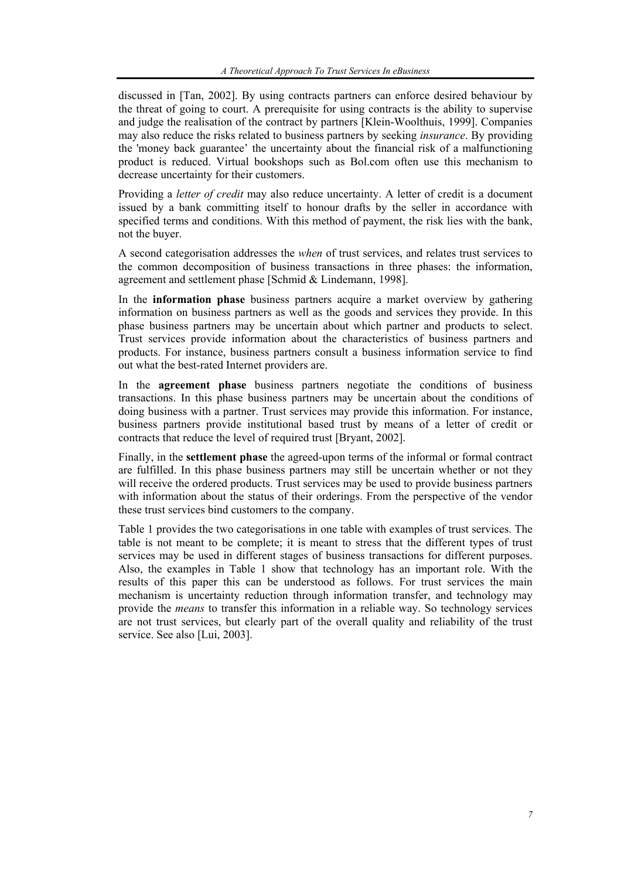discussed in [Tan, 2002]. By using contracts partners can enforce desired behaviour by the threat of going to court. A prerequisite for using contracts is the ability to supervise and judge the realisation of the contract by partners [Klein-Woolthuis, 1999]. Companies may also reduce the risks related to business partners by seeking *insurance*. By providing the 'money back guarantee' the uncertainty about the financial risk of a malfunctioning product is reduced. Virtual bookshops such as Bol.com often use this mechanism to decrease uncertainty for their customers.

Providing a *letter of credit* may also reduce uncertainty. A letter of credit is a document issued by a bank committing itself to honour drafts by the seller in accordance with specified terms and conditions. With this method of payment, the risk lies with the bank, not the buyer.

A second categorisation addresses the *when* of trust services, and relates trust services to the common decomposition of business transactions in three phases: the information, agreement and settlement phase [Schmid & Lindemann, 1998].

In the **information phase** business partners acquire a market overview by gathering information on business partners as well as the goods and services they provide. In this phase business partners may be uncertain about which partner and products to select. Trust services provide information about the characteristics of business partners and products. For instance, business partners consult a business information service to find out what the best-rated Internet providers are.

In the **agreement phase** business partners negotiate the conditions of business transactions. In this phase business partners may be uncertain about the conditions of doing business with a partner. Trust services may provide this information. For instance, business partners provide institutional based trust by means of a letter of credit or contracts that reduce the level of required trust [Bryant, 2002].

Finally, in the **settlement phase** the agreed-upon terms of the informal or formal contract are fulfilled. In this phase business partners may still be uncertain whether or not they will receive the ordered products. Trust services may be used to provide business partners with information about the status of their orderings. From the perspective of the vendor these trust services bind customers to the company.

Table 1 provides the two categorisations in one table with examples of trust services. The table is not meant to be complete; it is meant to stress that the different types of trust services may be used in different stages of business transactions for different purposes. Also, the examples in Table 1 show that technology has an important role. With the results of this paper this can be understood as follows. For trust services the main mechanism is uncertainty reduction through information transfer, and technology may provide the *means* to transfer this information in a reliable way. So technology services are not trust services, but clearly part of the overall quality and reliability of the trust service. See also [Lui, 2003].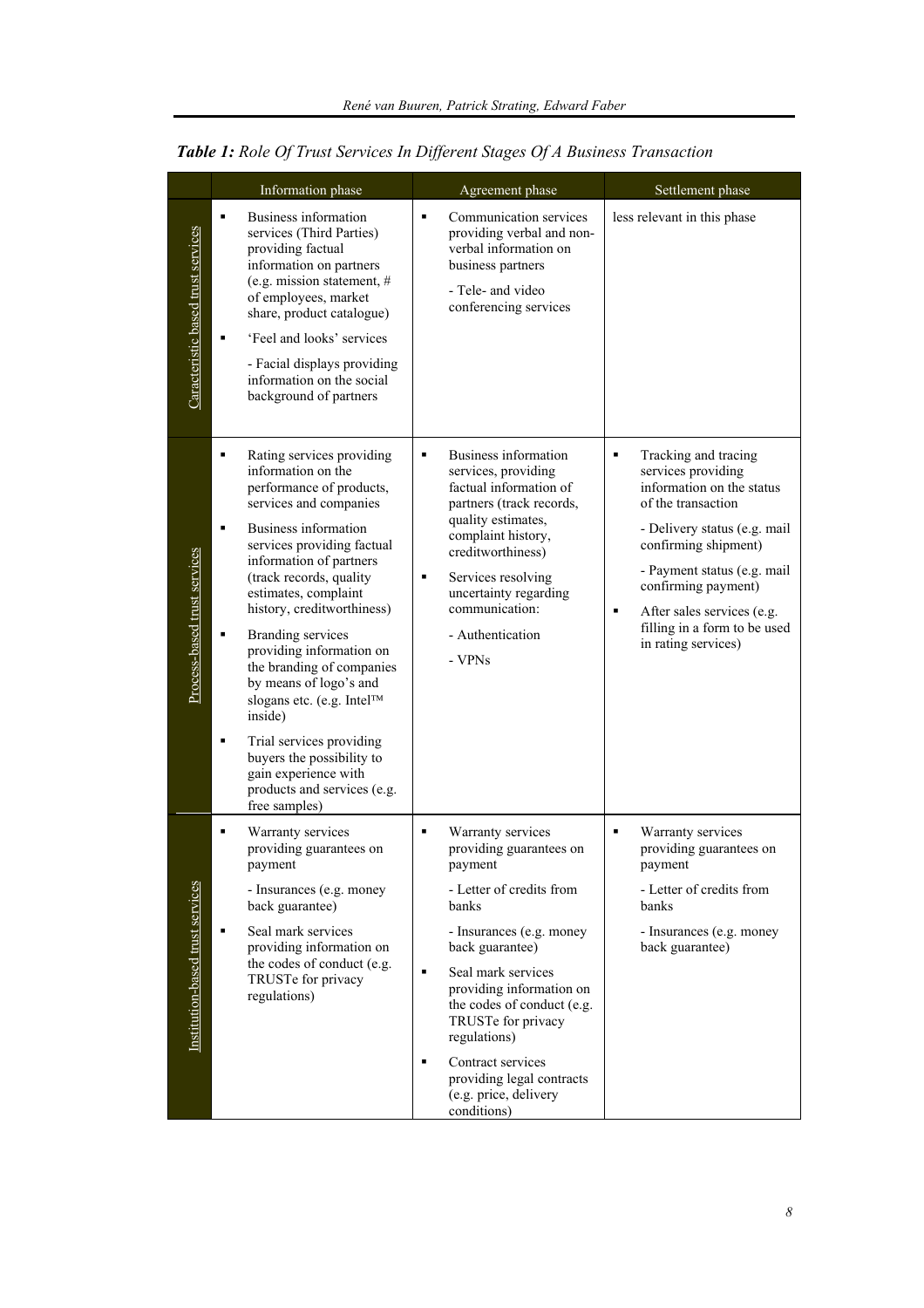***Table 1:** Role Of Trust Services In Different Stages Of A Business Transaction*

| | Information phase | Agreement phase | Settlement phase |
|---|---|---|---|
| Caracteristic based trust services | ▪ Business information services (Third Parties) providing factual information on partners (e.g. mission statement, # of employees, market share, product catalogue)<br>▪ 'Feel and looks' services<br>- Facial displays providing information on the social background of partners | ▪ Communication services providing verbal and non-verbal information on business partners<br>- Tele- and video conferencing services | less relevant in this phase |
| Process-based trust services | ▪ Rating services providing information on the performance of products, services and companies<br>▪ Business information services providing factual information of partners (track records, quality estimates, complaint history, creditworthiness)<br>▪ Branding services providing information on the branding of companies by means of logo's and slogans etc. (e.g. Intel™ inside)<br>▪ Trial services providing buyers the possibility to gain experience with products and services (e.g. free samples) | ▪ Business information services, providing factual information of partners (track records, quality estimates, complaint history, creditworthiness)<br>▪ Services resolving uncertainty regarding communication:<br>- Authentication<br>- VPNs | ▪ Tracking and tracing services providing information on the status of the transaction<br>- Delivery status (e.g. mail confirming shipment)<br>- Payment status (e.g. mail confirming payment)<br>▪ After sales services (e.g. filling in a form to be used in rating services) |
| Institution-based trust services | ▪ Warranty services providing guarantees on payment<br>- Insurances (e.g. money back guarantee)<br>▪ Seal mark services providing information on the codes of conduct (e.g. TRUSTe for privacy regulations) | ▪ Warranty services providing guarantees on payment<br>- Letter of credits from banks<br>- Insurances (e.g. money back guarantee)<br>▪ Seal mark services providing information on the codes of conduct (e.g. TRUSTe for privacy regulations)<br>▪ Contract services providing legal contracts (e.g. price, delivery conditions) | ▪ Warranty services providing guarantees on payment<br>- Letter of credits from banks<br>- Insurances (e.g. money back guarantee) |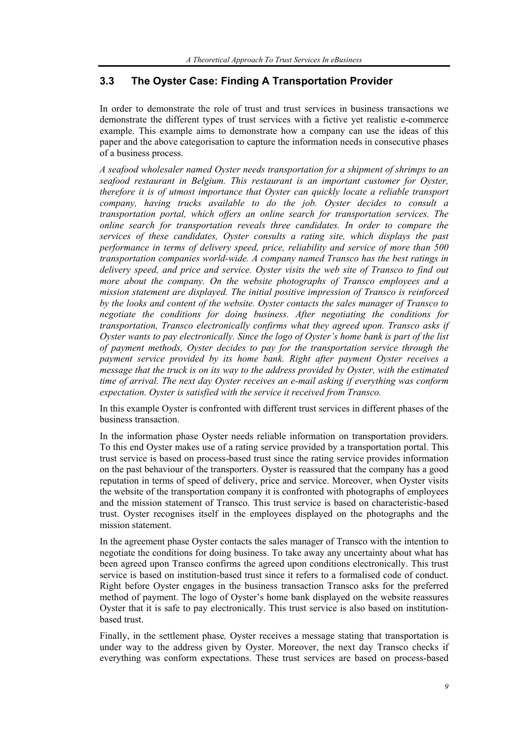## 3.3 The Oyster Case: Finding A Transportation Provider

In order to demonstrate the role of trust and trust services in business transactions we demonstrate the different types of trust services with a fictive yet realistic e-commerce example. This example aims to demonstrate how a company can use the ideas of this paper and the above categorisation to capture the information needs in consecutive phases of a business process.

*A seafood wholesaler named Oyster needs transportation for a shipment of shrimps to an seafood restaurant in Belgium. This restaurant is an important customer for Oyster, therefore it is of utmost importance that Oyster can quickly locate a reliable transport company, having trucks available to do the job. Oyster decides to consult a transportation portal, which offers an online search for transportation services. The online search for transportation reveals three candidates. In order to compare the services of these candidates, Oyster consults a rating site, which displays the past performance in terms of delivery speed, price, reliability and service of more than 500 transportation companies world-wide. A company named Transco has the best ratings in delivery speed, and price and service. Oyster visits the web site of Transco to find out more about the company. On the website photographs of Transco employees and a mission statement are displayed. The initial positive impression of Transco is reinforced by the looks and content of the website. Oyster contacts the sales manager of Transco to negotiate the conditions for doing business. After negotiating the conditions for transportation, Transco electronically confirms what they agreed upon. Transco asks if Oyster wants to pay electronically. Since the logo of Oyster's home bank is part of the list of payment methods, Oyster decides to pay for the transportation service through the payment service provided by its home bank. Right after payment Oyster receives a message that the truck is on its way to the address provided by Oyster, with the estimated time of arrival. The next day Oyster receives an e-mail asking if everything was conform expectation. Oyster is satisfied with the service it received from Transco.*

In this example Oyster is confronted with different trust services in different phases of the business transaction.

In the information phase Oyster needs reliable information on transportation providers. To this end Oyster makes use of a rating service provided by a transportation portal. This trust service is based on process-based trust since the rating service provides information on the past behaviour of the transporters. Oyster is reassured that the company has a good reputation in terms of speed of delivery, price and service. Moreover, when Oyster visits the website of the transportation company it is confronted with photographs of employees and the mission statement of Transco. This trust service is based on characteristic-based trust. Oyster recognises itself in the employees displayed on the photographs and the mission statement.

In the agreement phase Oyster contacts the sales manager of Transco with the intention to negotiate the conditions for doing business. To take away any uncertainty about what has been agreed upon Transco confirms the agreed upon conditions electronically. This trust service is based on institution-based trust since it refers to a formalised code of conduct. Right before Oyster engages in the business transaction Transco asks for the preferred method of payment. The logo of Oyster's home bank displayed on the website reassures Oyster that it is safe to pay electronically. This trust service is also based on institution-based trust.

Finally, in the settlement phase*,* Oyster receives a message stating that transportation is under way to the address given by Oyster. Moreover, the next day Transco checks if everything was conform expectations. These trust services are based on process-based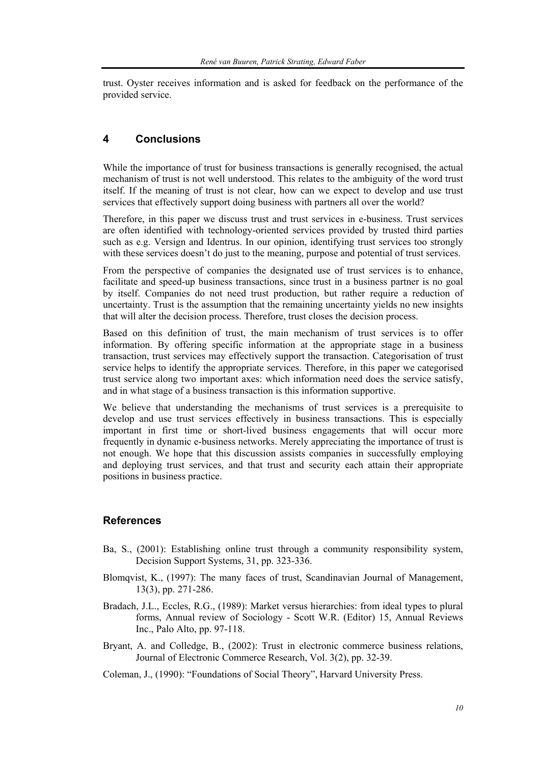trust. Oyster receives information and is asked for feedback on the performance of the provided service.

## 4 Conclusions

While the importance of trust for business transactions is generally recognised, the actual mechanism of trust is not well understood. This relates to the ambiguity of the word trust itself. If the meaning of trust is not clear, how can we expect to develop and use trust services that effectively support doing business with partners all over the world?

Therefore, in this paper we discuss trust and trust services in e-business. Trust services are often identified with technology-oriented services provided by trusted third parties such as e.g. Versign and Identrus. In our opinion, identifying trust services too strongly with these services doesn't do just to the meaning, purpose and potential of trust services.

From the perspective of companies the designated use of trust services is to enhance, facilitate and speed-up business transactions, since trust in a business partner is no goal by itself. Companies do not need trust production, but rather require a reduction of uncertainty. Trust is the assumption that the remaining uncertainty yields no new insights that will alter the decision process. Therefore, trust closes the decision process.

Based on this definition of trust, the main mechanism of trust services is to offer information. By offering specific information at the appropriate stage in a business transaction, trust services may effectively support the transaction. Categorisation of trust service helps to identify the appropriate services. Therefore, in this paper we categorised trust service along two important axes: which information need does the service satisfy, and in what stage of a business transaction is this information supportive.

We believe that understanding the mechanisms of trust services is a prerequisite to develop and use trust services effectively in business transactions. This is especially important in first time or short-lived business engagements that will occur more frequently in dynamic e-business networks. Merely appreciating the importance of trust is not enough. We hope that this discussion assists companies in successfully employing and deploying trust services, and that trust and security each attain their appropriate positions in business practice.

## References

Ba, S., (2001): Establishing online trust through a community responsibility system, Decision Support Systems, 31, pp. 323-336.

Blomqvist, K., (1997): The many faces of trust, Scandinavian Journal of Management, 13(3), pp. 271-286.

Bradach, J.L., Eccles, R.G., (1989): Market versus hierarchies: from ideal types to plural forms, Annual review of Sociology - Scott W.R. (Editor) 15, Annual Reviews Inc., Palo Alto, pp. 97-118.

Bryant, A. and Colledge, B., (2002): Trust in electronic commerce business relations, Journal of Electronic Commerce Research, Vol. 3(2), pp. 32-39.

Coleman, J., (1990): "Foundations of Social Theory", Harvard University Press.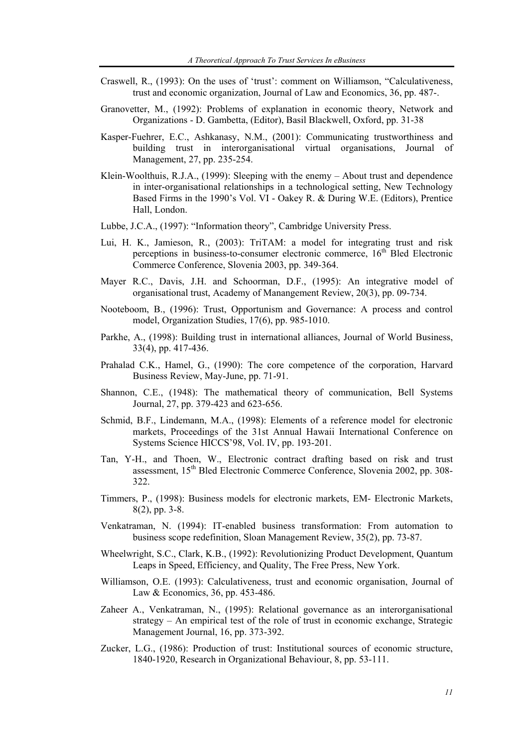Craswell, R., (1993): On the uses of 'trust': comment on Williamson, "Calculativeness, trust and economic organization, Journal of Law and Economics, 36, pp. 487-.

Granovetter, M., (1992): Problems of explanation in economic theory, Network and Organizations - D. Gambetta, (Editor), Basil Blackwell, Oxford, pp. 31-38

Kasper-Fuehrer, E.C., Ashkanasy, N.M., (2001): Communicating trustworthiness and building trust in interorganisational virtual organisations, Journal of Management, 27, pp. 235-254.

Klein-Woolthuis, R.J.A., (1999): Sleeping with the enemy – About trust and dependence in inter-organisational relationships in a technological setting, New Technology Based Firms in the 1990's Vol. VI - Oakey R. & During W.E. (Editors), Prentice Hall, London.

Lubbe, J.C.A., (1997): "Information theory", Cambridge University Press.

Lui, H. K., Jamieson, R., (2003): TriTAM: a model for integrating trust and risk perceptions in business-to-consumer electronic commerce, 16th Bled Electronic Commerce Conference, Slovenia 2003, pp. 349-364.

Mayer R.C., Davis, J.H. and Schoorman, D.F., (1995): An integrative model of organisational trust, Academy of Manangement Review, 20(3), pp. 09-734.

Nooteboom, B., (1996): Trust, Opportunism and Governance: A process and control model, Organization Studies, 17(6), pp. 985-1010.

Parkhe, A., (1998): Building trust in international alliances, Journal of World Business, 33(4), pp. 417-436.

Prahalad C.K., Hamel, G., (1990): The core competence of the corporation, Harvard Business Review, May-June, pp. 71-91.

Shannon, C.E., (1948): The mathematical theory of communication, Bell Systems Journal, 27, pp. 379-423 and 623-656.

Schmid, B.F., Lindemann, M.A., (1998): Elements of a reference model for electronic markets, Proceedings of the 31st Annual Hawaii International Conference on Systems Science HICCS'98, Vol. IV, pp. 193-201.

Tan, Y-H., and Thoen, W., Electronic contract drafting based on risk and trust assessment, 15th Bled Electronic Commerce Conference, Slovenia 2002, pp. 308-322.

Timmers, P., (1998): Business models for electronic markets, EM- Electronic Markets, 8(2), pp. 3-8.

Venkatraman, N. (1994): IT-enabled business transformation: From automation to business scope redefinition, Sloan Management Review, 35(2), pp. 73-87.

Wheelwright, S.C., Clark, K.B., (1992): Revolutionizing Product Development, Quantum Leaps in Speed, Efficiency, and Quality, The Free Press, New York.

Williamson, O.E. (1993): Calculativeness, trust and economic organisation, Journal of Law & Economics, 36, pp. 453-486.

Zaheer A., Venkatraman, N., (1995): Relational governance as an interorganisational strategy – An empirical test of the role of trust in economic exchange, Strategic Management Journal, 16, pp. 373-392.

Zucker, L.G., (1986): Production of trust: Institutional sources of economic structure, 1840-1920, Research in Organizational Behaviour, 8, pp. 53-111.